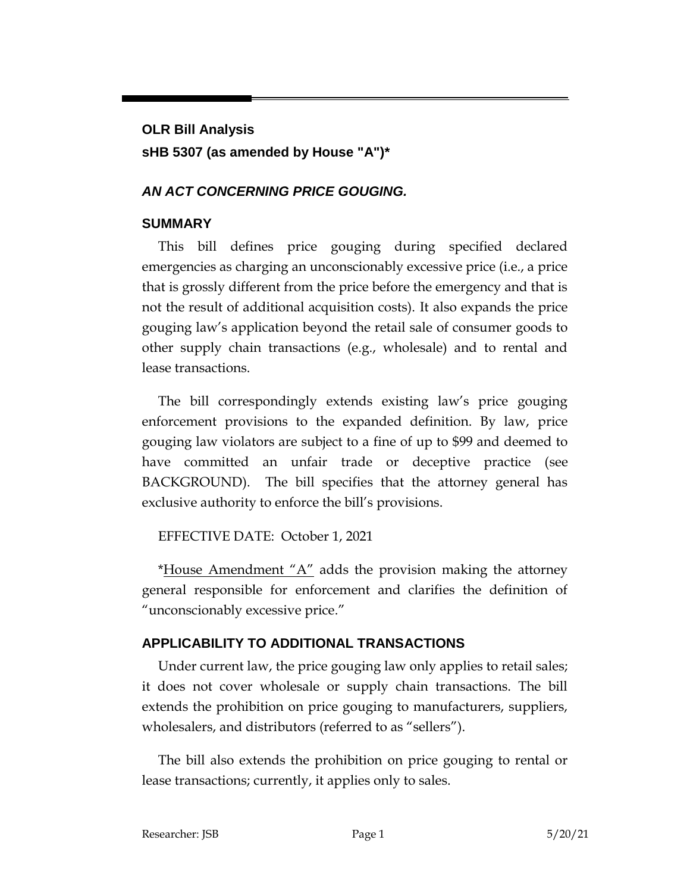**OLR Bill Analysis**

**sHB 5307 (as amended by House "A")***

***AN ACT CONCERNING PRICE GOUGING.***

## SUMMARY

This bill defines price gouging during specified declared emergencies as charging an unconscionably excessive price (i.e., a price that is grossly different from the price before the emergency and that is not the result of additional acquisition costs). It also expands the price gouging law's application beyond the retail sale of consumer goods to other supply chain transactions (e.g., wholesale) and to rental and lease transactions.

The bill correspondingly extends existing law's price gouging enforcement provisions to the expanded definition. By law, price gouging law violators are subject to a fine of up to $99 and deemed to have committed an unfair trade or deceptive practice (see BACKGROUND). The bill specifies that the attorney general has exclusive authority to enforce the bill's provisions.

EFFECTIVE DATE: October 1, 2021

*House Amendment "A" adds the provision making the attorney general responsible for enforcement and clarifies the definition of "unconscionably excessive price."

## APPLICABILITY TO ADDITIONAL TRANSACTIONS

Under current law, the price gouging law only applies to retail sales; it does not cover wholesale or supply chain transactions. The bill extends the prohibition on price gouging to manufacturers, suppliers, wholesalers, and distributors (referred to as "sellers").

The bill also extends the prohibition on price gouging to rental or lease transactions; currently, it applies only to sales.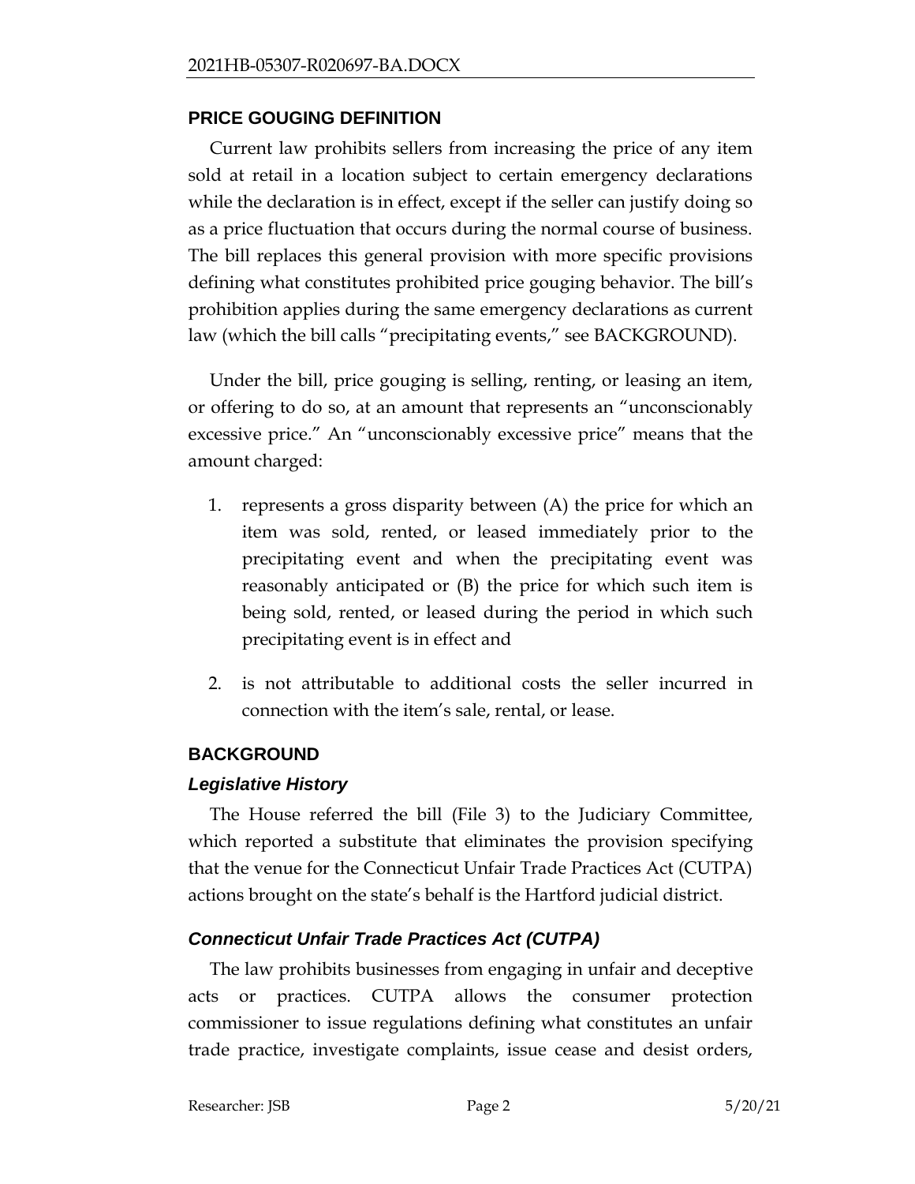## PRICE GOUGING DEFINITION

Current law prohibits sellers from increasing the price of any item sold at retail in a location subject to certain emergency declarations while the declaration is in effect, except if the seller can justify doing so as a price fluctuation that occurs during the normal course of business. The bill replaces this general provision with more specific provisions defining what constitutes prohibited price gouging behavior. The bill's prohibition applies during the same emergency declarations as current law (which the bill calls "precipitating events," see BACKGROUND).

Under the bill, price gouging is selling, renting, or leasing an item, or offering to do so, at an amount that represents an "unconscionably excessive price." An "unconscionably excessive price" means that the amount charged:

1. represents a gross disparity between (A) the price for which an item was sold, rented, or leased immediately prior to the precipitating event and when the precipitating event was reasonably anticipated or (B) the price for which such item is being sold, rented, or leased during the period in which such precipitating event is in effect and
2. is not attributable to additional costs the seller incurred in connection with the item's sale, rental, or lease.

## BACKGROUND

### *Legislative History*

The House referred the bill (File 3) to the Judiciary Committee, which reported a substitute that eliminates the provision specifying that the venue for the Connecticut Unfair Trade Practices Act (CUTPA) actions brought on the state's behalf is the Hartford judicial district.

### *Connecticut Unfair Trade Practices Act (CUTPA)*

The law prohibits businesses from engaging in unfair and deceptive acts or practices. CUTPA allows the consumer protection commissioner to issue regulations defining what constitutes an unfair trade practice, investigate complaints, issue cease and desist orders,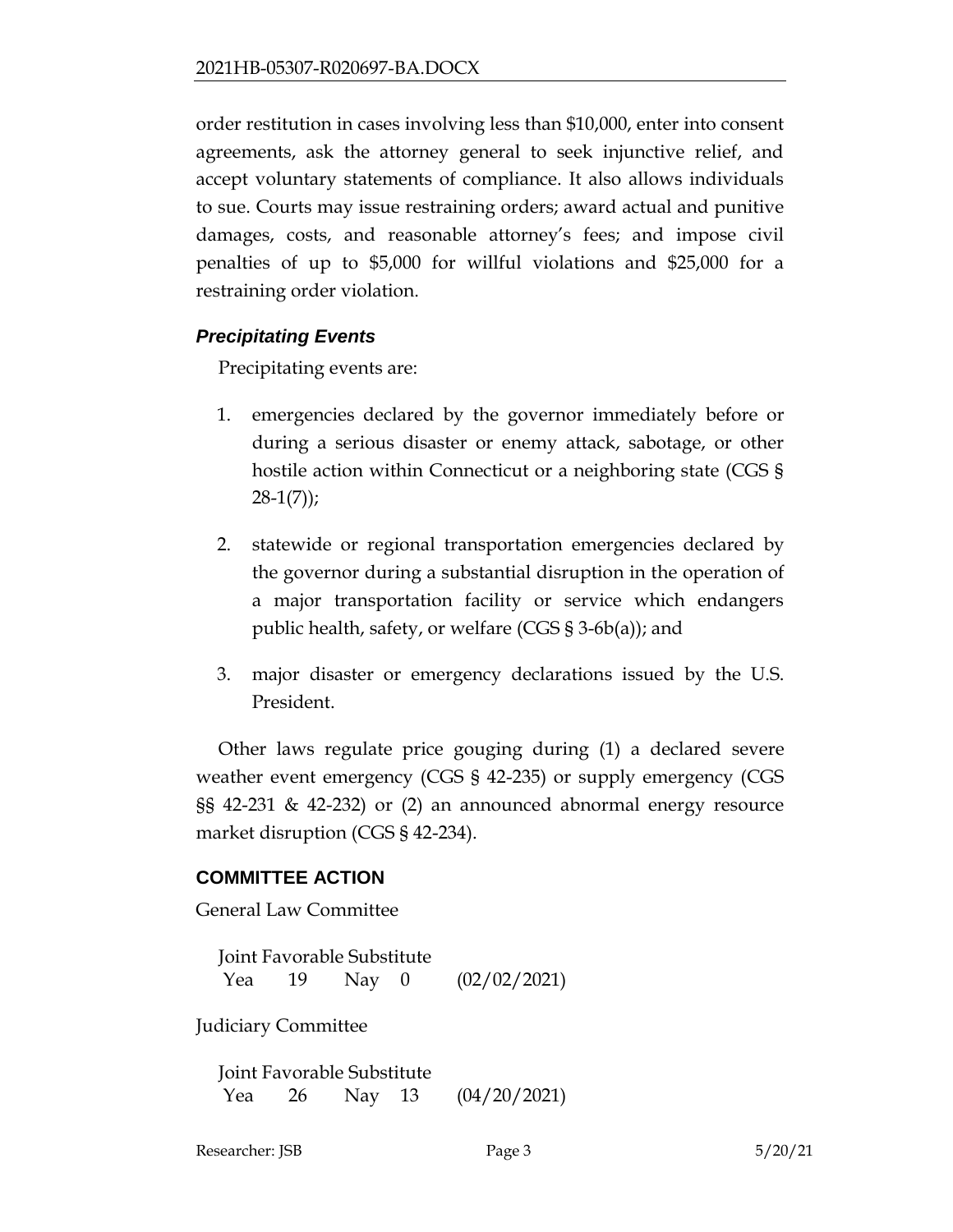order restitution in cases involving less than $10,000, enter into consent agreements, ask the attorney general to seek injunctive relief, and accept voluntary statements of compliance. It also allows individuals to sue. Courts may issue restraining orders; award actual and punitive damages, costs, and reasonable attorney's fees; and impose civil penalties of up to $5,000 for willful violations and $25,000 for a restraining order violation.

### *Precipitating Events*

Precipitating events are:

1. emergencies declared by the governor immediately before or during a serious disaster or enemy attack, sabotage, or other hostile action within Connecticut or a neighboring state (CGS § 28-1(7));
2. statewide or regional transportation emergencies declared by the governor during a substantial disruption in the operation of a major transportation facility or service which endangers public health, safety, or welfare (CGS § 3-6b(a)); and
3. major disaster or emergency declarations issued by the U.S. President.

Other laws regulate price gouging during (1) a declared severe weather event emergency (CGS § 42-235) or supply emergency (CGS §§ 42-231 & 42-232) or (2) an announced abnormal energy resource market disruption (CGS § 42-234).

## COMMITTEE ACTION

General Law Committee

Joint Favorable Substitute
Yea 19 Nay 0 (02/02/2021)

Judiciary Committee

Joint Favorable Substitute
Yea 26 Nay 13 (04/20/2021)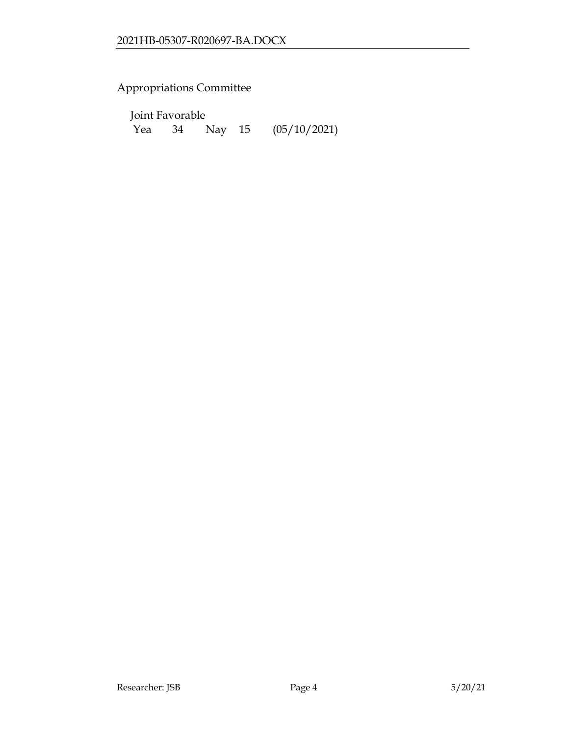Appropriations Committee

Joint Favorable

| | | | | |
|---|---|---|---|---|
| Yea | 34 | Nay | 15 | (05/10/2021) |